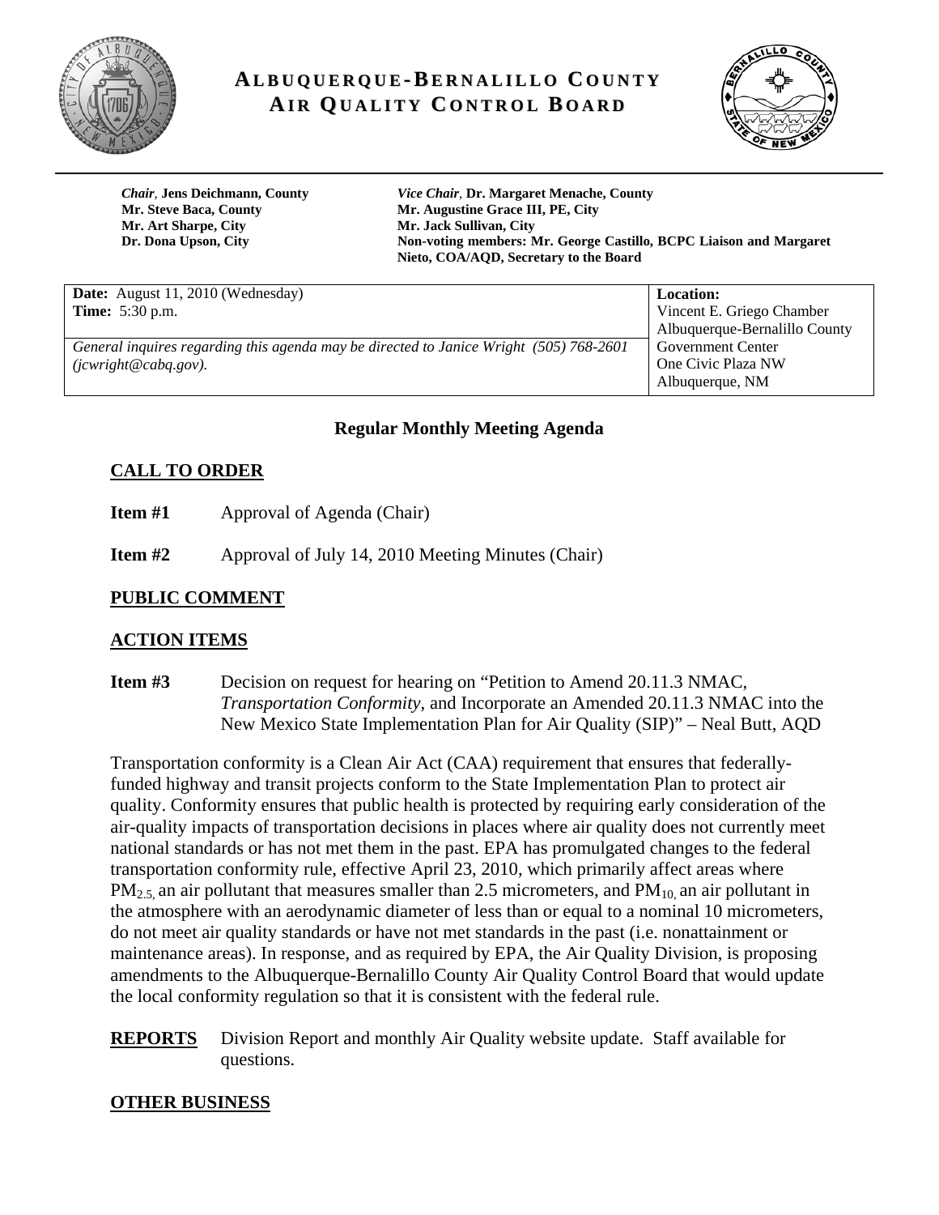# ALBUQUERQUE-BERNALILLO COUNTY AIR QUALITY CONTROL BOARD

***Chair*, Jens Deichmann, County**
**Mr. Steve Baca, County**
**Mr. Art Sharpe, City**
**Dr. Dona Upson, City**

***Vice Chair*, Dr. Margaret Menache, County**
**Mr. Augustine Grace III, PE, City**
**Mr. Jack Sullivan, City**
**Non-voting members: Mr. George Castillo, BCPC Liaison and Margaret Nieto, COA/AQD, Secretary to the Board**

| **Date:** August 11, 2010 (Wednesday)<br>**Time:** 5:30 p.m.<br><br>*General inquires regarding this agenda may be directed to Janice Wright (505) 768-2601 (jcwright@cabq.gov).* | **Location:**<br>Vincent E. Griego Chamber<br>Albuquerque-Bernalillo County Government Center<br>One Civic Plaza NW<br>Albuquerque, NM |
|---|---|

## Regular Monthly Meeting Agenda

### CALL TO ORDER

**Item #1** Approval of Agenda (Chair)

**Item #2** Approval of July 14, 2010 Meeting Minutes (Chair)

### PUBLIC COMMENT

### ACTION ITEMS

**Item #3** Decision on request for hearing on "Petition to Amend 20.11.3 NMAC, *Transportation Conformity*, and Incorporate an Amended 20.11.3 NMAC into the New Mexico State Implementation Plan for Air Quality (SIP)" – Neal Butt, AQD

Transportation conformity is a Clean Air Act (CAA) requirement that ensures that federally-funded highway and transit projects conform to the State Implementation Plan to protect air quality. Conformity ensures that public health is protected by requiring early consideration of the air-quality impacts of transportation decisions in places where air quality does not currently meet national standards or has not met them in the past. EPA has promulgated changes to the federal transportation conformity rule, effective April 23, 2010, which primarily affect areas where $PM_{2.5}$, an air pollutant that measures smaller than 2.5 micrometers, and $PM_{10}$, an air pollutant in the atmosphere with an aerodynamic diameter of less than or equal to a nominal 10 micrometers, do not meet air quality standards or have not met standards in the past (i.e. nonattainment or maintenance areas). In response, and as required by EPA, the Air Quality Division, is proposing amendments to the Albuquerque-Bernalillo County Air Quality Control Board that would update the local conformity regulation so that it is consistent with the federal rule.

**REPORTS** Division Report and monthly Air Quality website update. Staff available for questions.

### OTHER BUSINESS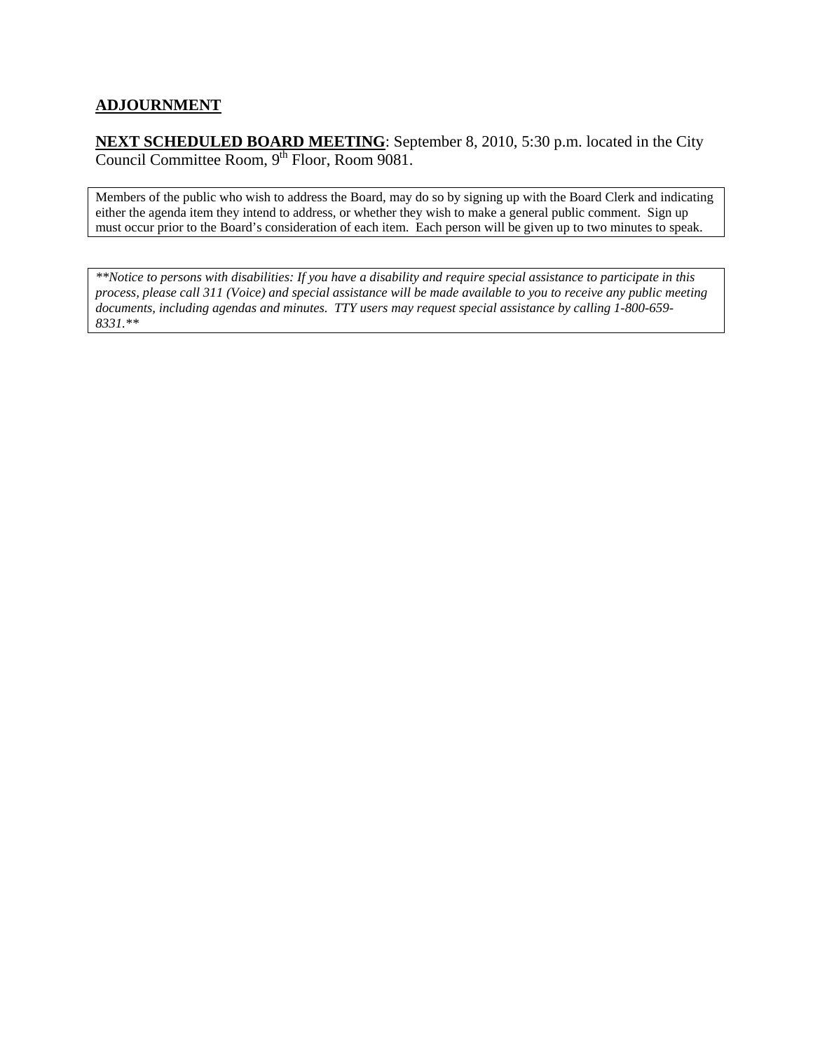## ADJOURNMENT

**NEXT SCHEDULED BOARD MEETING**: September 8, 2010, 5:30 p.m. located in the City Council Committee Room, 9th Floor, Room 9081.

Members of the public who wish to address the Board, may do so by signing up with the Board Clerk and indicating either the agenda item they intend to address, or whether they wish to make a general public comment. Sign up must occur prior to the Board's consideration of each item. Each person will be given up to two minutes to speak.

*\*\*Notice to persons with disabilities: If you have a disability and require special assistance to participate in this process, please call 311 (Voice) and special assistance will be made available to you to receive any public meeting documents, including agendas and minutes. TTY users may request special assistance by calling 1-800-659-8331.\*\**